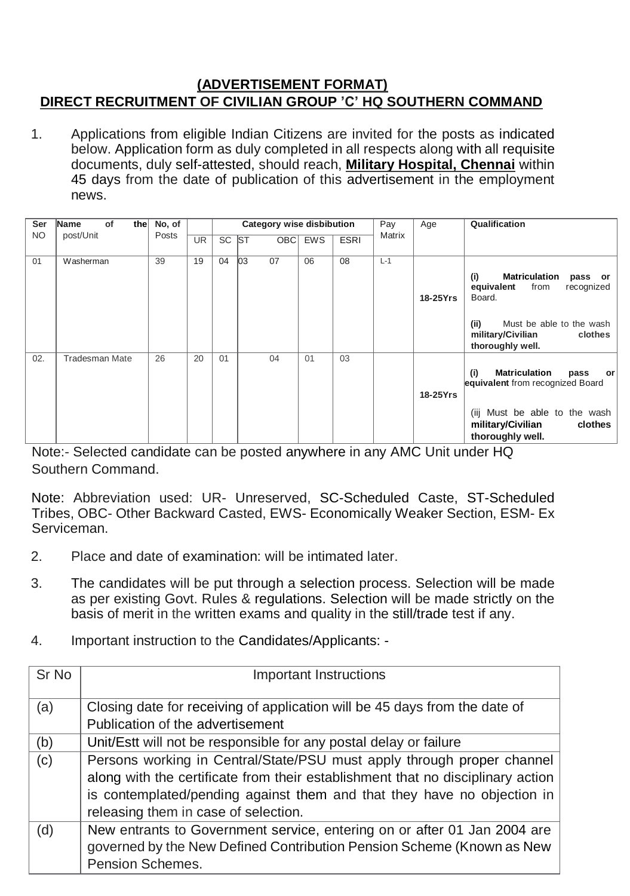## (ADVERTISEMENT FORMAT)
## DIRECT RECRUITMENT OF CIVILIAN GROUP 'C' HQ SOUTHERN COMMAND

1. Applications from eligible Indian Citizens are invited for the posts as indicated below. Application form as duly completed in all respects along with all requisite documents, duly self-attested, should reach, **Military Hospital, Chennai** within 45 days from the date of publication of this advertisement in the employment news.

| Ser NO | Name of the post/Unit | No, of Posts | Category wise disbibution | | | | | | Pay Matrix | Age | Qualification |
|---|---|---|---|---|---|---|---|---|---|---|---|
| | | | UR | SC | ST | OBC | EWS | ESRI | | | |
| 01 | Washerman | 39 | 19 | 04 | 03 | 07 | 06 | 08 | L-1 | **18-25Yrs** | **(i) Matriculation pass or equivalent** from recognized Board.<br><br>**(ii)** Must be able to the wash **military/Civilian clothes thoroughly well.** |
| 02. | Tradesman Mate | 26 | 20 | 01 | | 04 | 01 | 03 | | **18-25Yrs** | **(i) Matriculation pass or equivalent** from recognized Board<br><br>(iij Must be able to the wash **military/Civilian clothes thoroughly well.** |

Note:- Selected candidate can be posted anywhere in any AMC Unit under HQ Southern Command.

Note: Abbreviation used: UR- Unreserved, SC-Scheduled Caste, ST-Scheduled Tribes, OBC- Other Backward Casted, EWS- Economically Weaker Section, ESM- Ex Serviceman.

2. Place and date of examination: will be intimated later.

3. The candidates will be put through a selection process. Selection will be made as per existing Govt. Rules & regulations. Selection will be made strictly on the basis of merit in the written exams and quality in the still/trade test if any.

4. Important instruction to the Candidates/Applicants: -

| Sr No | Important Instructions |
|---|---|
| (a) | Closing date for receiving of application will be 45 days from the date of Publication of the advertisement |
| (b) | Unit/Estt will not be responsible for any postal delay or failure |
| (c) | Persons working in Central/State/PSU must apply through proper channel along with the certificate from their establishment that no disciplinary action is contemplated/pending against them and that they have no objection in releasing them in case of selection. |
| (d) | New entrants to Government service, entering on or after 01 Jan 2004 are governed by the New Defined Contribution Pension Scheme (Known as New Pension Schemes. |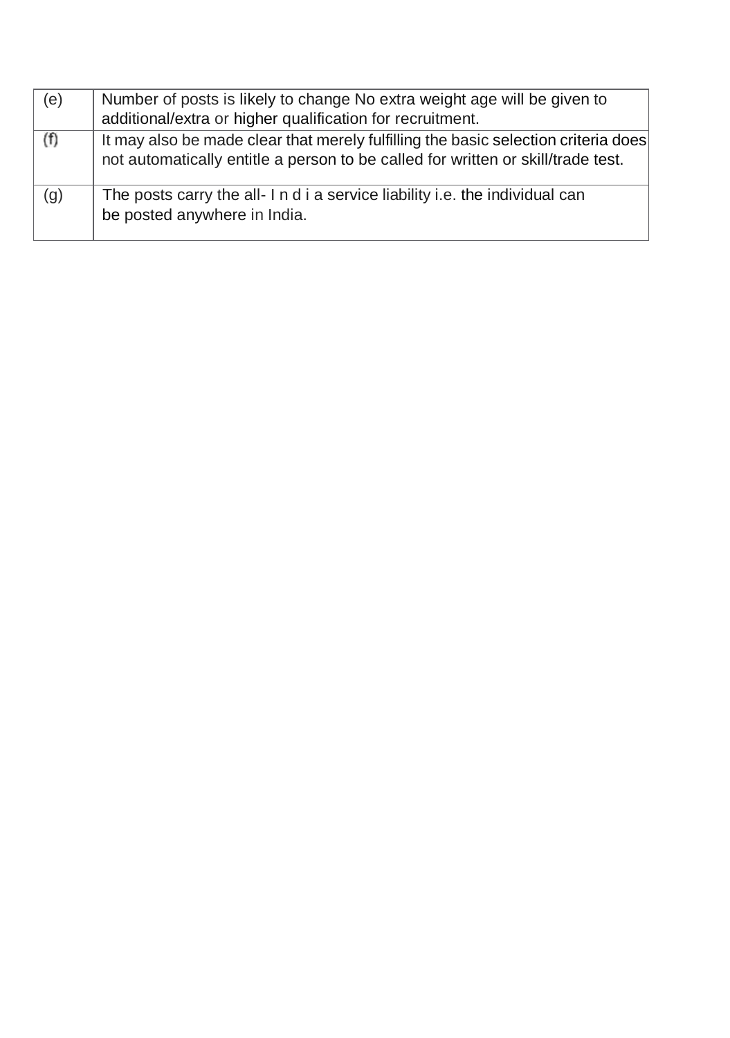| (e) | Number of posts is likely to change No extra weight age will be given to additional/extra or higher qualification for recruitment. |
|---|---|
| (f) | It may also be made clear that merely fulfilling the basic selection criteria does not automatically entitle a person to be called for written or skill/trade test. |
| (g) | The posts carry the all- I n d i a service liability i.e. the individual can be posted anywhere in India. |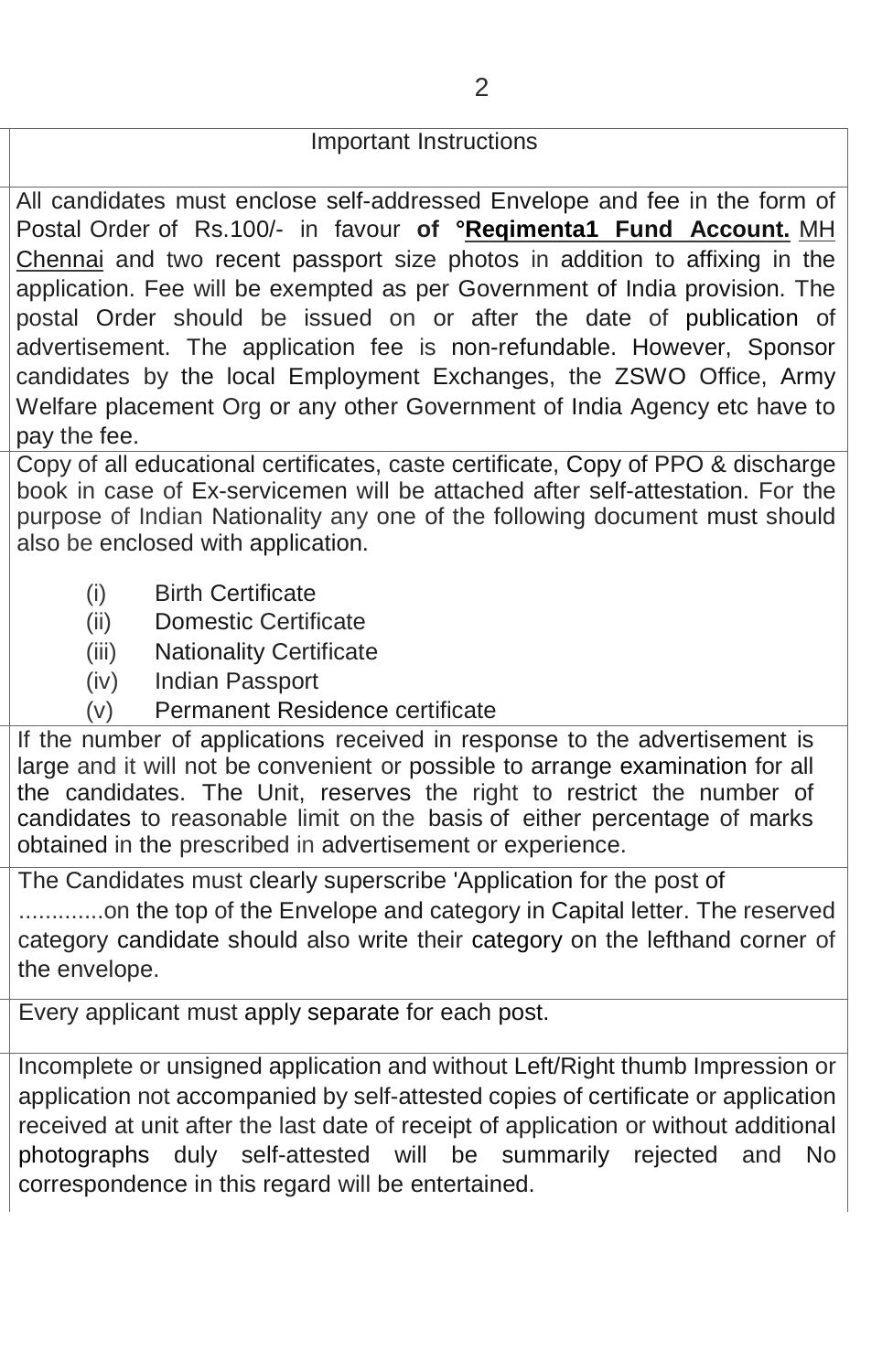| Important Instructions |
|---|
| All candidates must enclose self-addressed Envelope and fee in the form of Postal Order of Rs.100/- in favour **of °Reqimenta1 Fund Account.** MH Chennai and two recent passport size photos in addition to affixing in the application. Fee will be exempted as per Government of India provision. The postal Order should be issued on or after the date of publication of advertisement. The application fee is non-refundable. However, Sponsor candidates by the local Employment Exchanges, the ZSWO Office, Army Welfare placement Org or any other Government of India Agency etc have to pay the fee. |
| Copy of all educational certificates, caste certificate, Copy of PPO & discharge book in case of Ex-servicemen will be attached after self-attestation. For the purpose of Indian Nationality any one of the following document must should also be enclosed with application.<br><br>(i) Birth Certificate<br>(ii) Domestic Certificate<br>(iii) Nationality Certificate<br>(iv) Indian Passport<br>(v) Permanent Residence certificate |
| If the number of applications received in response to the advertisement is large and it will not be convenient or possible to arrange examination for all the candidates. The Unit, reserves the right to restrict the number of candidates to reasonable limit on the basis of either percentage of marks obtained in the prescribed in advertisement or experience. |
| The Candidates must clearly superscribe 'Application for the post of ............on the top of the Envelope and category in Capital letter. The reserved category candidate should also write their category on the lefthand corner of the envelope. |
| Every applicant must apply separate for each post. |
| Incomplete or unsigned application and without Left/Right thumb Impression or application not accompanied by self-attested copies of certificate or application received at unit after the last date of receipt of application or without additional photographs duly self-attested will be summarily rejected and No correspondence in this regard will be entertained. |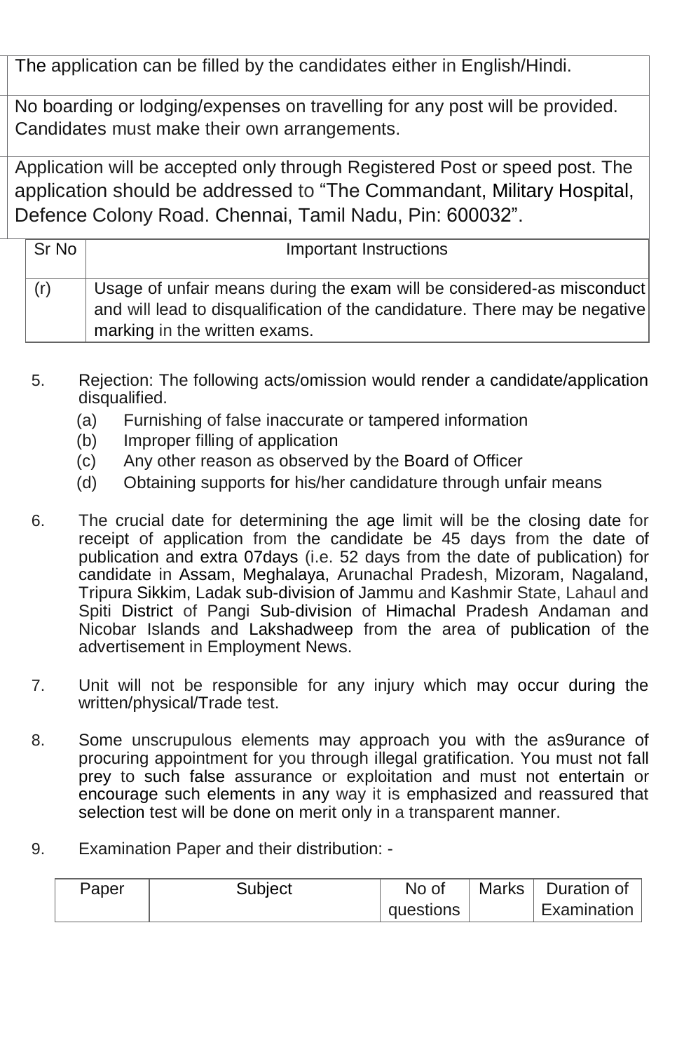| The application can be filled by the candidates either in English/Hindi. |
|---|
| No boarding or lodging/expenses on travelling for any post will be provided. Candidates must make their own arrangements. |
| Application will be accepted only through Registered Post or speed post. The application should be addressed to "The Commandant, Military Hospital, Defence Colony Road. Chennai, Tamil Nadu, Pin: 600032". |

| Sr No | Important Instructions |
|---|---|
| (r) | Usage of unfair means during the exam will be considered-as misconduct and will lead to disqualification of the candidature. There may be negative marking in the written exams. |

5. Rejection: The following acts/omission would render a candidate/application disqualified.
   (a) Furnishing of false inaccurate or tampered information
   (b) Improper filling of application
   (c) Any other reason as observed by the Board of Officer
   (d) Obtaining supports for his/her candidature through unfair means

6. The crucial date for determining the age limit will be the closing date for receipt of application from the candidate be 45 days from the date of publication and extra 07days (i.e. 52 days from the date of publication) for candidate in Assam, Meghalaya, Arunachal Pradesh, Mizoram, Nagaland, Tripura Sikkim, Ladak sub-division of Jammu and Kashmir State, Lahaul and Spiti District of Pangi Sub-division of Himachal Pradesh Andaman and Nicobar Islands and Lakshadweep from the area of publication of the advertisement in Employment News.

7. Unit will not be responsible for any injury which may occur during the written/physical/Trade test.

8. Some unscrupulous elements may approach you with the as9urance of procuring appointment for you through illegal gratification. You must not fall prey to such false assurance or exploitation and must not entertain or encourage such elements in any way it is emphasized and reassured that selection test will be done on merit only in a transparent manner.

9. Examination Paper and their distribution: -

| Paper | Subject | No of questions | Marks | Duration of Examination |
|---|---|---|---|---|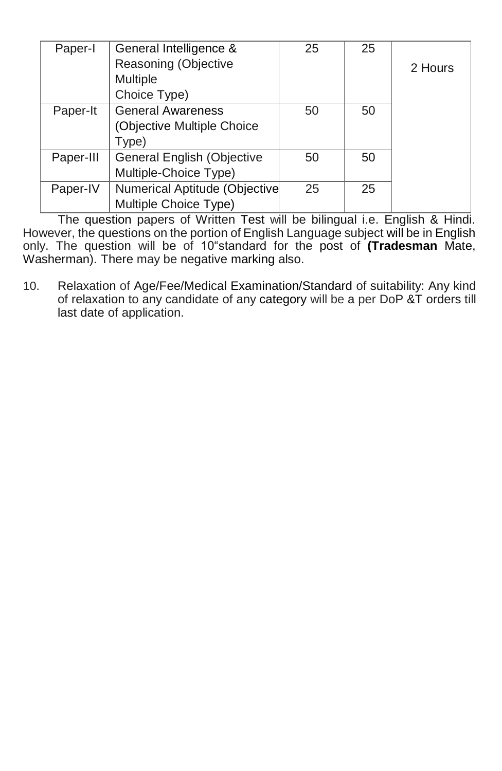| | | | | |
|---|---|---|---|---|
| Paper-I | General Intelligence & Reasoning (Objective Multiple Choice Type) | 25 | 25 | 2 Hours |
| Paper-It | General Awareness (Objective Multiple Choice Type) | 50 | 50 | |
| Paper-III | General English (Objective Multiple-Choice Type) | 50 | 50 | |
| Paper-IV | Numerical Aptitude (Objective Multiple Choice Type) | 25 | 25 | |

The question papers of Written Test will be bilingual i.e. English & Hindi. However, the questions on the portion of English Language subject will be in English only. The question will be of 10"standard for the post of **(Tradesman** Mate, Washerman). There may be negative marking also.

10. Relaxation of Age/Fee/Medical Examination/Standard of suitability: Any kind of relaxation to any candidate of any category will be a per DoP &T orders till last date of application.